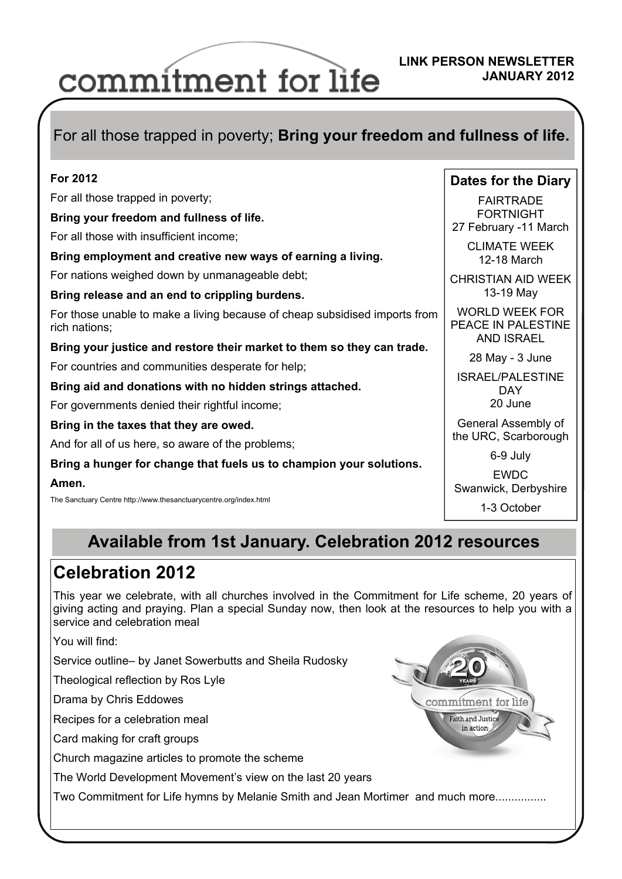# commitment for life

**LINK PERSON NEWSLETTER JANUARY 2012**

## For all those trapped in poverty; **Bring your freedom and fullness of life.**

**For 2012**

For all those trapped in poverty;

**Bring your freedom and fullness of life.**

For all those with insufficient income;

**Bring employment and creative new ways of earning a living.**

For nations weighed down by unmanageable debt;

**Bring release and an end to crippling burdens.**

For those unable to make a living because of cheap subsidised imports from rich nations;

**Bring your justice and restore their market to them so they can trade.**

For countries and communities desperate for help;

**Bring aid and donations with no hidden strings attached.**

For governments denied their rightful income;

**Bring in the taxes that they are owed.**

And for all of us here, so aware of the problems;

**Bring a hunger for change that fuels us to champion your solutions.**

**Amen.**

The Sanctuary Centre http://www.thesanctuarycentre.org/index.html

### Dates for the Diary

FAIRTRADE FORTNIGHT
27 February -11 March

CLIMATE WEEK
12-18 March

CHRISTIAN AID WEEK
13-19 May

WORLD WEEK FOR PEACE IN PALESTINE AND ISRAEL
28 May - 3 June

ISRAEL/PALESTINE DAY
20 June

General Assembly of the URC, Scarborough
6-9 July

EWDC
Swanwick, Derbyshire
1-3 October

## Available from 1st January. Celebration 2012 resources

## Celebration 2012

This year we celebrate, with all churches involved in the Commitment for Life scheme, 20 years of giving acting and praying. Plan a special Sunday now, then look at the resources to help you with a service and celebration meal

You will find:

Service outline– by Janet Sowerbutts and Sheila Rudosky

Theological reflection by Ros Lyle

Drama by Chris Eddowes

Recipes for a celebration meal

Card making for craft groups

Church magazine articles to promote the scheme

The World Development Movement's view on the last 20 years

Two Commitment for Life hymns by Melanie Smith and Jean Mortimer and much more................

20 YEARS commitment for life Faith and Justice in action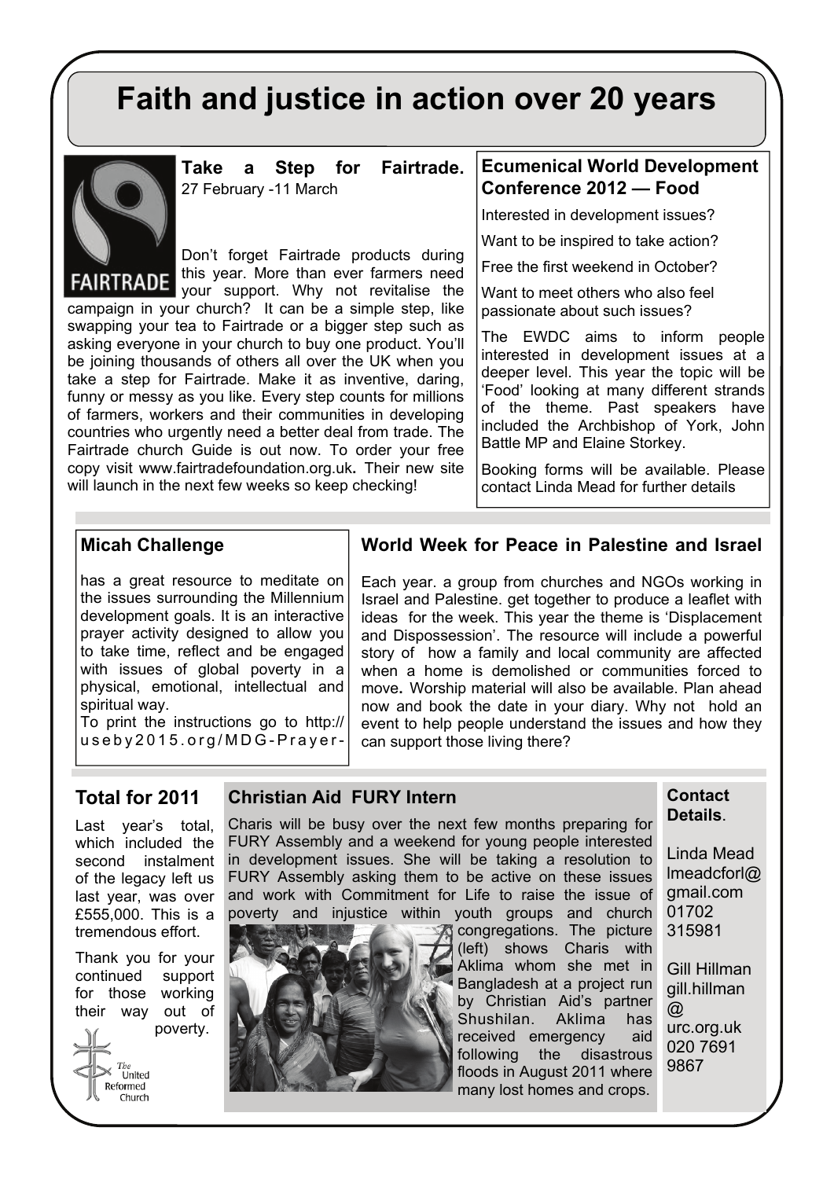# Faith and justice in action over 20 years

## Take a Step for Fairtrade.

27 February -11 March

FAIRTRADE

Don't forget Fairtrade products during this year. More than ever farmers need your support. Why not revitalise the campaign in your church? It can be a simple step, like swapping your tea to Fairtrade or a bigger step such as asking everyone in your church to buy one product. You'll be joining thousands of others all over the UK when you take a step for Fairtrade. Make it as inventive, daring, funny or messy as you like. Every step counts for millions of farmers, workers and their communities in developing countries who urgently need a better deal from trade. The Fairtrade church Guide is out now. To order your free copy visit www.fairtradefoundation.org.uk**.** Their new site will launch in the next few weeks so keep checking!

## Ecumenical World Development Conference 2012 — Food

Interested in development issues?

Want to be inspired to take action?

Free the first weekend in October?

Want to meet others who also feel passionate about such issues?

The EWDC aims to inform people interested in development issues at a deeper level. This year the topic will be 'Food' looking at many different strands of the theme. Past speakers have included the Archbishop of York, John Battle MP and Elaine Storkey.

Booking forms will be available. Please contact Linda Mead for further details

## Micah Challenge

has a great resource to meditate on the issues surrounding the Millennium development goals. It is an interactive prayer activity designed to allow you to take time, reflect and be engaged with issues of global poverty in a physical, emotional, intellectual and spiritual way.

To print the instructions go to http://useby2015.org/MDG-Prayer-

## World Week for Peace in Palestine and Israel

Each year. a group from churches and NGOs working in Israel and Palestine. get together to produce a leaflet with ideas for the week. This year the theme is 'Displacement and Dispossession'. The resource will include a powerful story of how a family and local community are affected when a home is demolished or communities forced to move**.** Worship material will also be available. Plan ahead now and book the date in your diary. Why not hold an event to help people understand the issues and how they can support those living there?

## Total for 2011

Last year's total, which included the second instalment of the legacy left us last year, was over £555,000. This is a tremendous effort.

Thank you for your continued support for those working their way out of poverty.

The United Reformed Church

## Christian Aid FURY Intern

Charis will be busy over the next few months preparing for FURY Assembly and a weekend for young people interested in development issues. She will be taking a resolution to FURY Assembly asking them to be active on these issues and work with Commitment for Life to raise the issue of poverty and injustice within youth groups and church congregations. The picture (left) shows Charis with Aklima whom she met in Bangladesh at a project run by Christian Aid's partner Shushilan. Aklima has received emergency aid following the disastrous floods in August 2011 where many lost homes and crops.

## Contact Details.

Linda Mead
lmeadcforl@gmail.com
01702 315981

Gill Hillman
gill.hillman@urc.org.uk
020 7691 9867